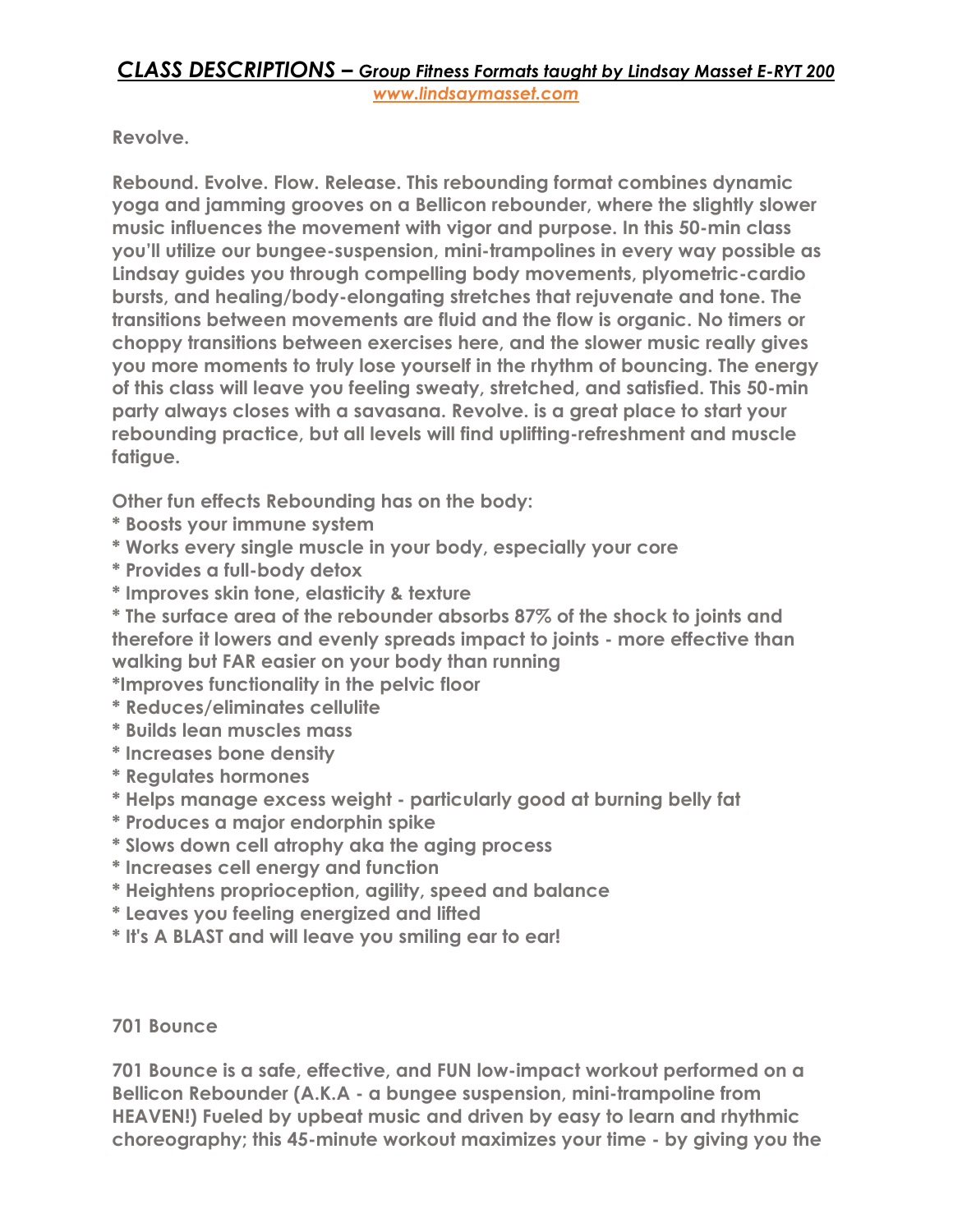# *CLASS DESCRIPTIONS – Group Fitness Formats taught by Lindsay Masset E-RYT 200*

*www.lindsaymasset.com*

**Revolve.**

**Rebound. Evolve. Flow. Release. This rebounding format combines dynamic yoga and jamming grooves on a Bellicon rebounder, where the slightly slower music influences the movement with vigor and purpose. In this 50-min class you'll utilize our bungee-suspension, mini-trampolines in every way possible as Lindsay guides you through compelling body movements, plyometric-cardio bursts, and healing/body-elongating stretches that rejuvenate and tone. The transitions between movements are fluid and the flow is organic. No timers or choppy transitions between exercises here, and the slower music really gives you more moments to truly lose yourself in the rhythm of bouncing. The energy of this class will leave you feeling sweaty, stretched, and satisfied. This 50-min party always closes with a savasana. Revolve. is a great place to start your rebounding practice, but all levels will find uplifting-refreshment and muscle fatigue.**

**Other fun effects Rebounding has on the body:**

**\* Boosts your immune system**
**\* Works every single muscle in your body, especially your core**
**\* Provides a full-body detox**
**\* Improves skin tone, elasticity & texture**
**\* The surface area of the rebounder absorbs 87% of the shock to joints and therefore it lowers and evenly spreads impact to joints - more effective than walking but FAR easier on your body than running**
**\*Improves functionality in the pelvic floor**
**\* Reduces/eliminates cellulite**
**\* Builds lean muscles mass**
**\* Increases bone density**
**\* Regulates hormones**
**\* Helps manage excess weight - particularly good at burning belly fat**
**\* Produces a major endorphin spike**
**\* Slows down cell atrophy aka the aging process**
**\* Increases cell energy and function**
**\* Heightens proprioception, agility, speed and balance**
**\* Leaves you feeling energized and lifted**
**\* It's A BLAST and will leave you smiling ear to ear!**

**701 Bounce**

**701 Bounce is a safe, effective, and FUN low-impact workout performed on a Bellicon Rebounder (A.K.A - a bungee suspension, mini-trampoline from HEAVEN!) Fueled by upbeat music and driven by easy to learn and rhythmic choreography; this 45-minute workout maximizes your time - by giving you the**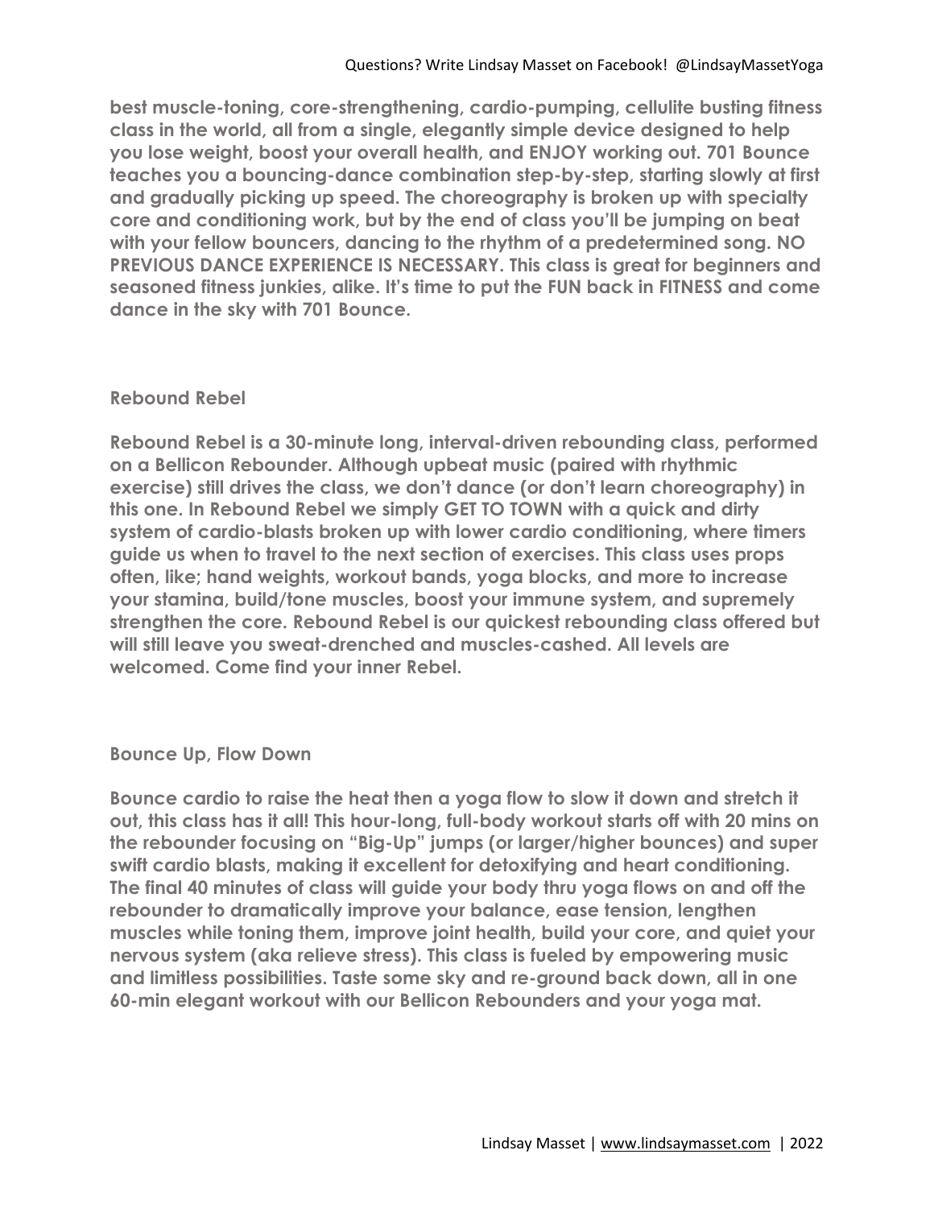**best muscle-toning, core-strengthening, cardio-pumping, cellulite busting fitness class in the world, all from a single, elegantly simple device designed to help you lose weight, boost your overall health, and ENJOY working out. 701 Bounce teaches you a bouncing-dance combination step-by-step, starting slowly at first and gradually picking up speed. The choreography is broken up with specialty core and conditioning work, but by the end of class you'll be jumping on beat with your fellow bouncers, dancing to the rhythm of a predetermined song. NO PREVIOUS DANCE EXPERIENCE IS NECESSARY. This class is great for beginners and seasoned fitness junkies, alike. It's time to put the FUN back in FITNESS and come dance in the sky with 701 Bounce.**

## Rebound Rebel

**Rebound Rebel is a 30-minute long, interval-driven rebounding class, performed on a Bellicon Rebounder. Although upbeat music (paired with rhythmic exercise) still drives the class, we don't dance (or don't learn choreography) in this one. In Rebound Rebel we simply GET TO TOWN with a quick and dirty system of cardio-blasts broken up with lower cardio conditioning, where timers guide us when to travel to the next section of exercises. This class uses props often, like; hand weights, workout bands, yoga blocks, and more to increase your stamina, build/tone muscles, boost your immune system, and supremely strengthen the core. Rebound Rebel is our quickest rebounding class offered but will still leave you sweat-drenched and muscles-cashed. All levels are welcomed. Come find your inner Rebel.**

## Bounce Up, Flow Down

**Bounce cardio to raise the heat then a yoga flow to slow it down and stretch it out, this class has it all! This hour-long, full-body workout starts off with 20 mins on the rebounder focusing on "Big-Up" jumps (or larger/higher bounces) and super swift cardio blasts, making it excellent for detoxifying and heart conditioning. The final 40 minutes of class will guide your body thru yoga flows on and off the rebounder to dramatically improve your balance, ease tension, lengthen muscles while toning them, improve joint health, build your core, and quiet your nervous system (aka relieve stress). This class is fueled by empowering music and limitless possibilities. Taste some sky and re-ground back down, all in one 60-min elegant workout with our Bellicon Rebounders and your yoga mat.**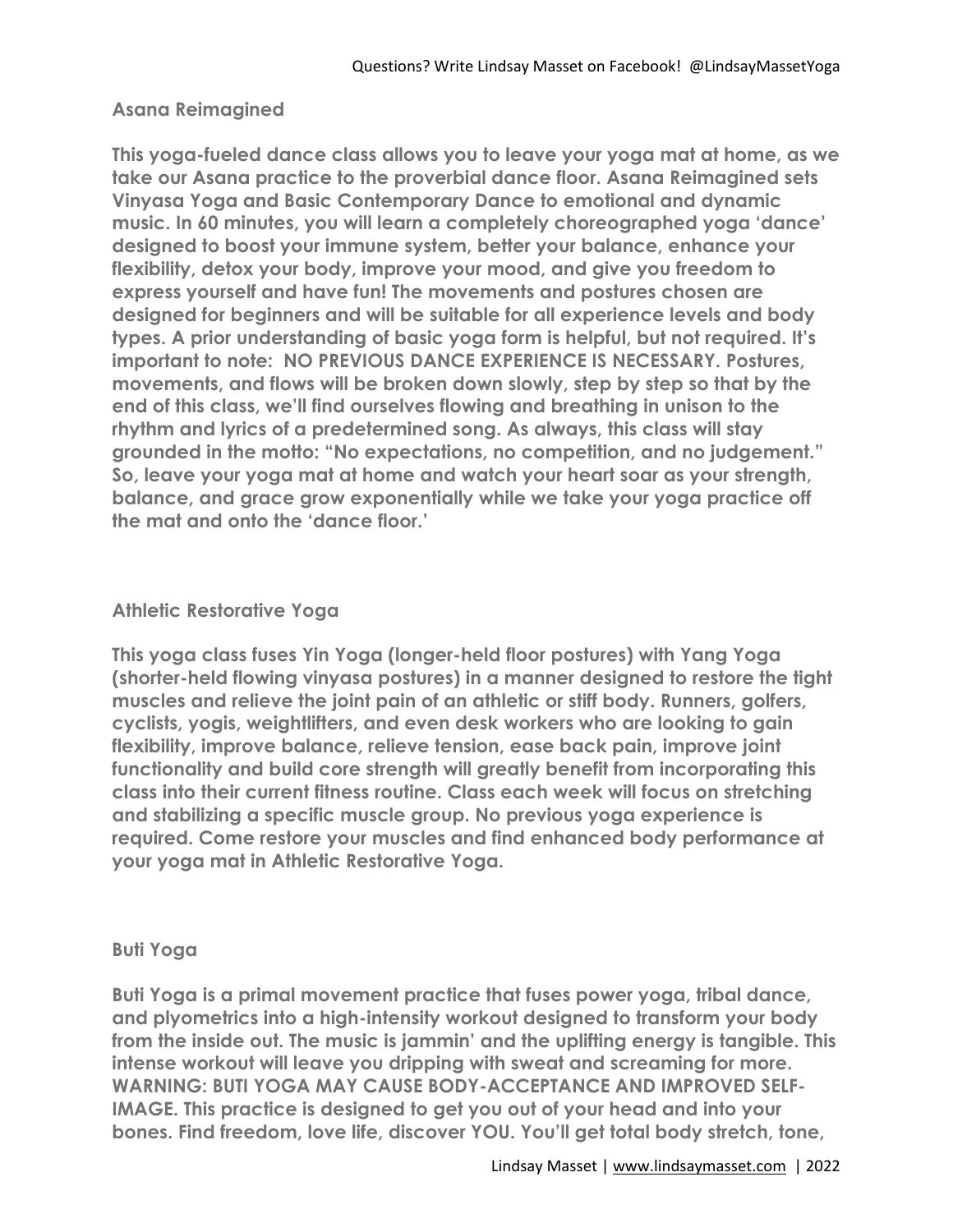## Asana Reimagined

**This yoga-fueled dance class allows you to leave your yoga mat at home, as we take our Asana practice to the proverbial dance floor. Asana Reimagined sets Vinyasa Yoga and Basic Contemporary Dance to emotional and dynamic music. In 60 minutes, you will learn a completely choreographed yoga 'dance' designed to boost your immune system, better your balance, enhance your flexibility, detox your body, improve your mood, and give you freedom to express yourself and have fun! The movements and postures chosen are designed for beginners and will be suitable for all experience levels and body types. A prior understanding of basic yoga form is helpful, but not required. It's important to note: NO PREVIOUS DANCE EXPERIENCE IS NECESSARY. Postures, movements, and flows will be broken down slowly, step by step so that by the end of this class, we'll find ourselves flowing and breathing in unison to the rhythm and lyrics of a predetermined song. As always, this class will stay grounded in the motto: "No expectations, no competition, and no judgement." So, leave your yoga mat at home and watch your heart soar as your strength, balance, and grace grow exponentially while we take your yoga practice off the mat and onto the 'dance floor.'**

## Athletic Restorative Yoga

**This yoga class fuses Yin Yoga (longer-held floor postures) with Yang Yoga (shorter-held flowing vinyasa postures) in a manner designed to restore the tight muscles and relieve the joint pain of an athletic or stiff body. Runners, golfers, cyclists, yogis, weightlifters, and even desk workers who are looking to gain flexibility, improve balance, relieve tension, ease back pain, improve joint functionality and build core strength will greatly benefit from incorporating this class into their current fitness routine. Class each week will focus on stretching and stabilizing a specific muscle group. No previous yoga experience is required. Come restore your muscles and find enhanced body performance at your yoga mat in Athletic Restorative Yoga.**

## Buti Yoga

**Buti Yoga is a primal movement practice that fuses power yoga, tribal dance, and plyometrics into a high-intensity workout designed to transform your body from the inside out. The music is jammin' and the uplifting energy is tangible. This intense workout will leave you dripping with sweat and screaming for more. WARNING: BUTI YOGA MAY CAUSE BODY-ACCEPTANCE AND IMPROVED SELF-IMAGE. This practice is designed to get you out of your head and into your bones. Find freedom, love life, discover YOU. You'll get total body stretch, tone,**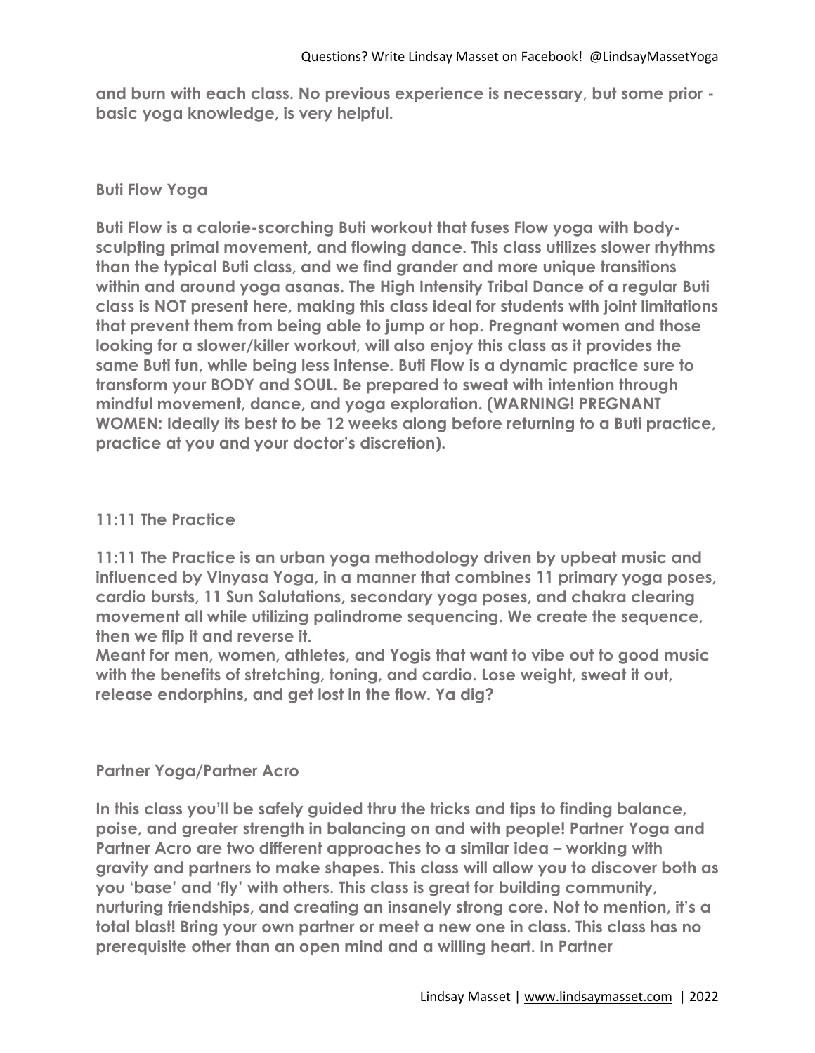**and burn with each class. No previous experience is necessary, but some prior - basic yoga knowledge, is very helpful.**

### Buti Flow Yoga

**Buti Flow is a calorie-scorching Buti workout that fuses Flow yoga with body-sculpting primal movement, and flowing dance. This class utilizes slower rhythms than the typical Buti class, and we find grander and more unique transitions within and around yoga asanas. The High Intensity Tribal Dance of a regular Buti class is NOT present here, making this class ideal for students with joint limitations that prevent them from being able to jump or hop. Pregnant women and those looking for a slower/killer workout, will also enjoy this class as it provides the same Buti fun, while being less intense. Buti Flow is a dynamic practice sure to transform your BODY and SOUL. Be prepared to sweat with intention through mindful movement, dance, and yoga exploration. (WARNING! PREGNANT WOMEN: Ideally its best to be 12 weeks along before returning to a Buti practice, practice at you and your doctor's discretion).**

### 11:11 The Practice

**11:11 The Practice is an urban yoga methodology driven by upbeat music and influenced by Vinyasa Yoga, in a manner that combines 11 primary yoga poses, cardio bursts, 11 Sun Salutations, secondary yoga poses, and chakra clearing movement all while utilizing palindrome sequencing. We create the sequence, then we flip it and reverse it.**
**Meant for men, women, athletes, and Yogis that want to vibe out to good music with the benefits of stretching, toning, and cardio. Lose weight, sweat it out, release endorphins, and get lost in the flow. Ya dig?**

### Partner Yoga/Partner Acro

**In this class you'll be safely guided thru the tricks and tips to finding balance, poise, and greater strength in balancing on and with people! Partner Yoga and Partner Acro are two different approaches to a similar idea – working with gravity and partners to make shapes. This class will allow you to discover both as you 'base' and 'fly' with others. This class is great for building community, nurturing friendships, and creating an insanely strong core. Not to mention, it's a total blast! Bring your own partner or meet a new one in class. This class has no prerequisite other than an open mind and a willing heart. In Partner**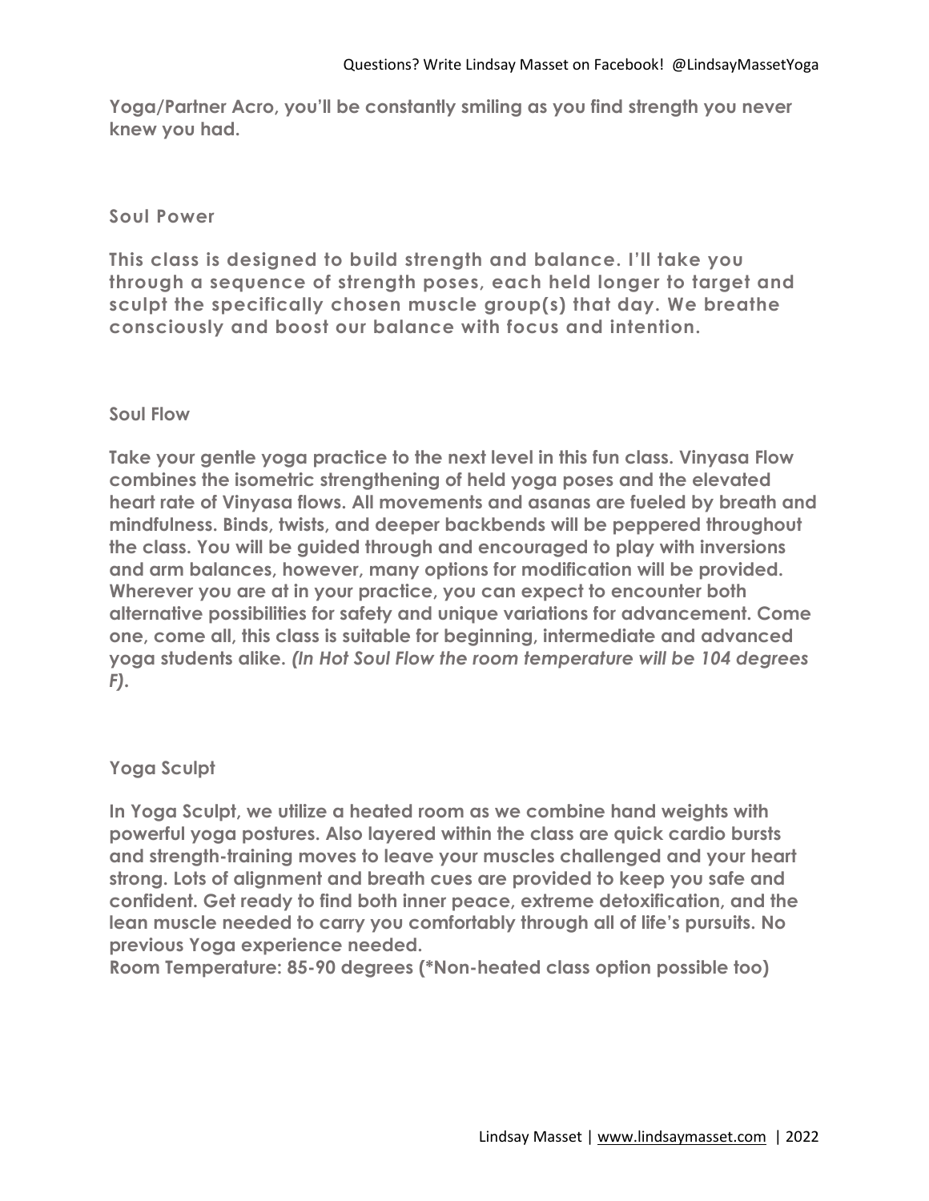**Yoga/Partner Acro, you'll be constantly smiling as you find strength you never knew you had.**

## Soul Power

**This class is designed to build strength and balance. I'll take you through a sequence of strength poses, each held longer to target and sculpt the specifically chosen muscle group(s) that day. We breathe consciously and boost our balance with focus and intention.**

## Soul Flow

**Take your gentle yoga practice to the next level in this fun class. Vinyasa Flow combines the isometric strengthening of held yoga poses and the elevated heart rate of Vinyasa flows. All movements and asanas are fueled by breath and mindfulness. Binds, twists, and deeper backbends will be peppered throughout the class. You will be guided through and encouraged to play with inversions and arm balances, however, many options for modification will be provided. Wherever you are at in your practice, you can expect to encounter both alternative possibilities for safety and unique variations for advancement. Come one, come all, this class is suitable for beginning, intermediate and advanced yoga students alike. *(In Hot Soul Flow the room temperature will be 104 degrees F)*.**

## Yoga Sculpt

**In Yoga Sculpt, we utilize a heated room as we combine hand weights with powerful yoga postures. Also layered within the class are quick cardio bursts and strength-training moves to leave your muscles challenged and your heart strong. Lots of alignment and breath cues are provided to keep you safe and confident. Get ready to find both inner peace, extreme detoxification, and the lean muscle needed to carry you comfortably through all of life's pursuits. No previous Yoga experience needed.**
**Room Temperature: 85-90 degrees (*Non-heated class option possible too)**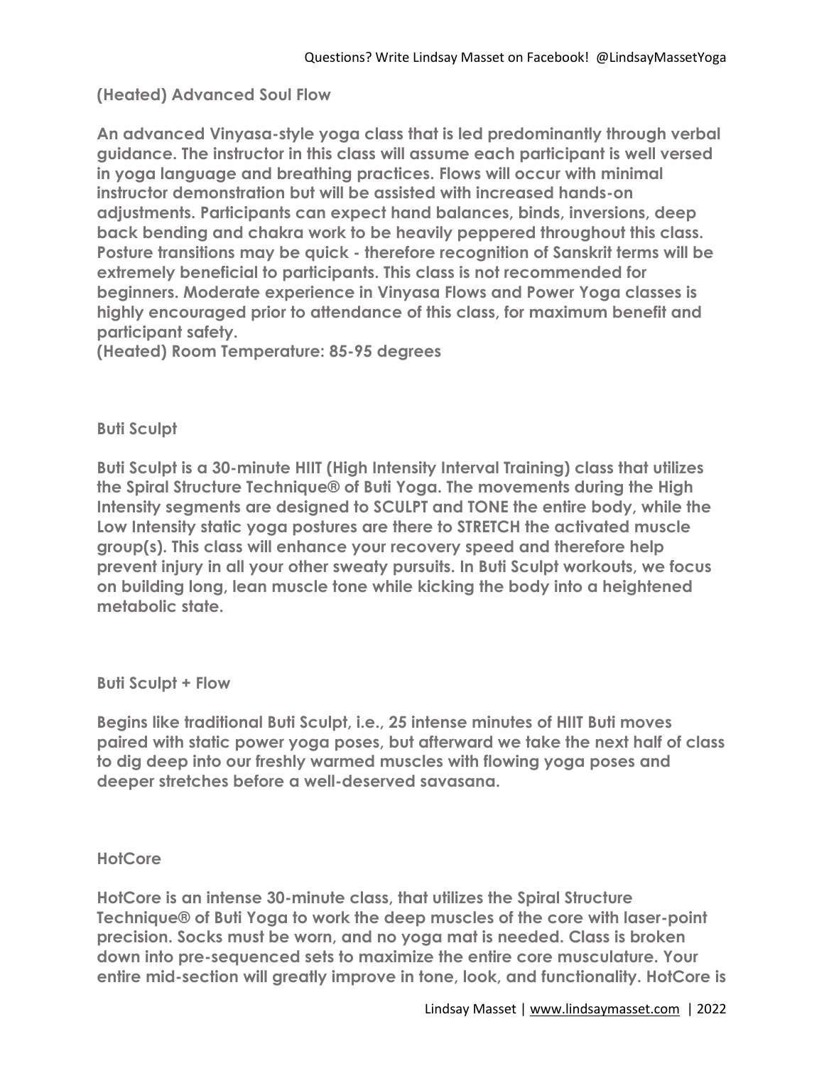## (Heated) Advanced Soul Flow

**An advanced Vinyasa-style yoga class that is led predominantly through verbal guidance. The instructor in this class will assume each participant is well versed in yoga language and breathing practices. Flows will occur with minimal instructor demonstration but will be assisted with increased hands-on adjustments. Participants can expect hand balances, binds, inversions, deep back bending and chakra work to be heavily peppered throughout this class. Posture transitions may be quick - therefore recognition of Sanskrit terms will be extremely beneficial to participants. This class is not recommended for beginners. Moderate experience in Vinyasa Flows and Power Yoga classes is highly encouraged prior to attendance of this class, for maximum benefit and participant safety.**
**(Heated) Room Temperature: 85-95 degrees**

## Buti Sculpt

**Buti Sculpt is a 30-minute HIIT (High Intensity Interval Training) class that utilizes the Spiral Structure Technique® of Buti Yoga. The movements during the High Intensity segments are designed to SCULPT and TONE the entire body, while the Low Intensity static yoga postures are there to STRETCH the activated muscle group(s). This class will enhance your recovery speed and therefore help prevent injury in all your other sweaty pursuits. In Buti Sculpt workouts, we focus on building long, lean muscle tone while kicking the body into a heightened metabolic state.**

## Buti Sculpt + Flow

**Begins like traditional Buti Sculpt, i.e., 25 intense minutes of HIIT Buti moves paired with static power yoga poses, but afterward we take the next half of class to dig deep into our freshly warmed muscles with flowing yoga poses and deeper stretches before a well-deserved savasana.**

## HotCore

**HotCore is an intense 30-minute class, that utilizes the Spiral Structure Technique® of Buti Yoga to work the deep muscles of the core with laser-point precision. Socks must be worn, and no yoga mat is needed. Class is broken down into pre-sequenced sets to maximize the entire core musculature. Your entire mid-section will greatly improve in tone, look, and functionality. HotCore is**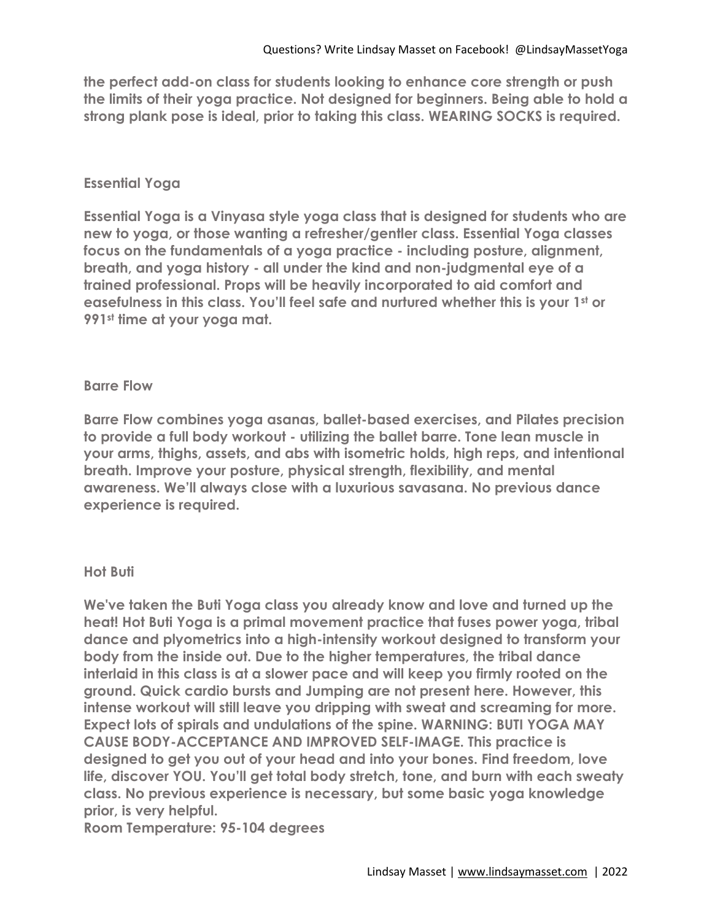**the perfect add-on class for students looking to enhance core strength or push the limits of their yoga practice. Not designed for beginners. Being able to hold a strong plank pose is ideal, prior to taking this class. WEARING SOCKS is required.**

## Essential Yoga

**Essential Yoga is a Vinyasa style yoga class that is designed for students who are new to yoga, or those wanting a refresher/gentler class. Essential Yoga classes focus on the fundamentals of a yoga practice - including posture, alignment, breath, and yoga history - all under the kind and non-judgmental eye of a trained professional. Props will be heavily incorporated to aid comfort and easefulness in this class. You'll feel safe and nurtured whether this is your 1st or 991st time at your yoga mat.**

## Barre Flow

**Barre Flow combines yoga asanas, ballet-based exercises, and Pilates precision to provide a full body workout - utilizing the ballet barre. Tone lean muscle in your arms, thighs, assets, and abs with isometric holds, high reps, and intentional breath. Improve your posture, physical strength, flexibility, and mental awareness. We'll always close with a luxurious savasana. No previous dance experience is required.**

## Hot Buti

**We've taken the Buti Yoga class you already know and love and turned up the heat! Hot Buti Yoga is a primal movement practice that fuses power yoga, tribal dance and plyometrics into a high-intensity workout designed to transform your body from the inside out. Due to the higher temperatures, the tribal dance interlaid in this class is at a slower pace and will keep you firmly rooted on the ground. Quick cardio bursts and Jumping are not present here. However, this intense workout will still leave you dripping with sweat and screaming for more. Expect lots of spirals and undulations of the spine. WARNING: BUTI YOGA MAY CAUSE BODY-ACCEPTANCE AND IMPROVED SELF-IMAGE. This practice is designed to get you out of your head and into your bones. Find freedom, love life, discover YOU. You'll get total body stretch, tone, and burn with each sweaty class. No previous experience is necessary, but some basic yoga knowledge prior, is very helpful.**
**Room Temperature: 95-104 degrees**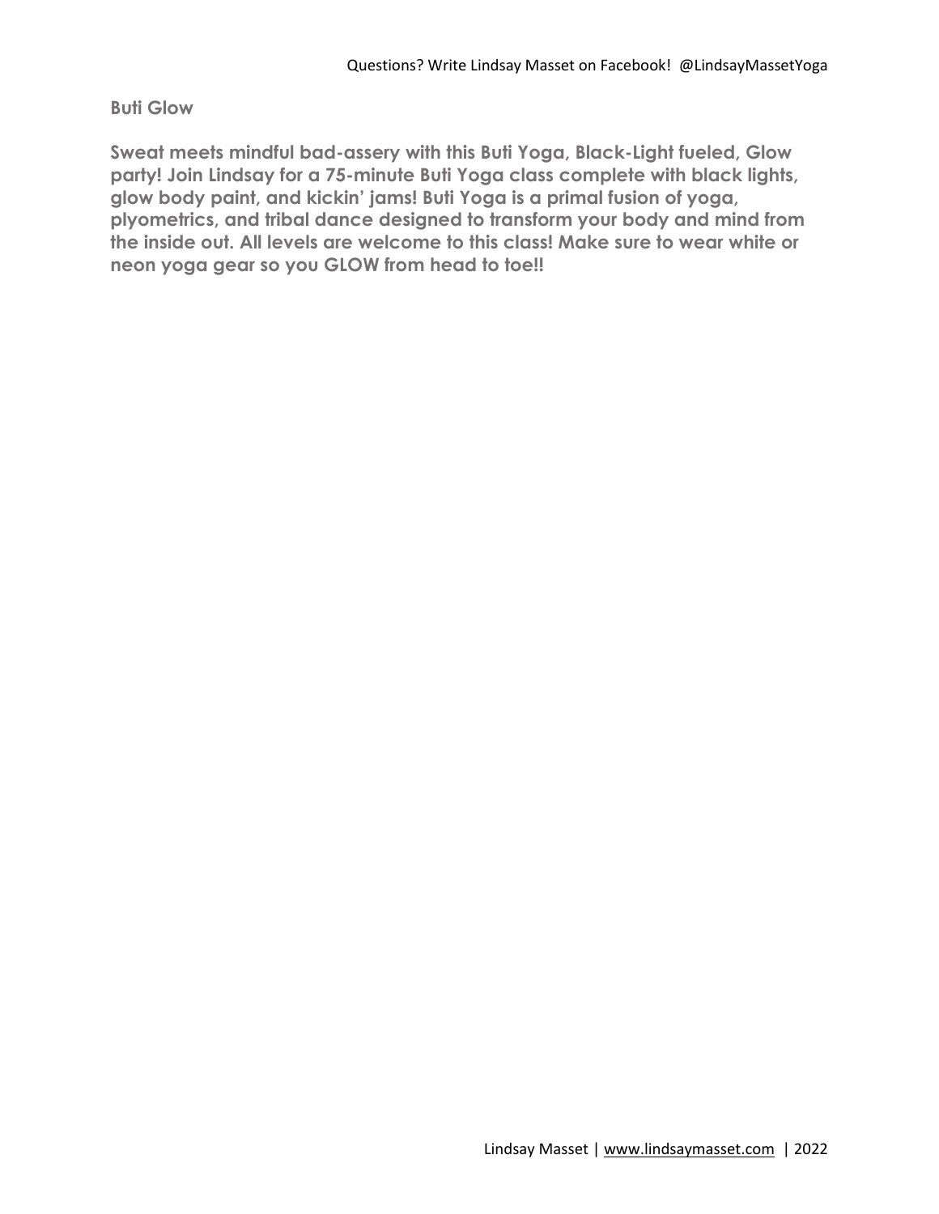**Buti Glow**

**Sweat meets mindful bad-assery with this Buti Yoga, Black-Light fueled, Glow party! Join Lindsay for a 75-minute Buti Yoga class complete with black lights, glow body paint, and kickin' jams! Buti Yoga is a primal fusion of yoga, plyometrics, and tribal dance designed to transform your body and mind from the inside out. All levels are welcome to this class! Make sure to wear white or neon yoga gear so you GLOW from head to toe!!**